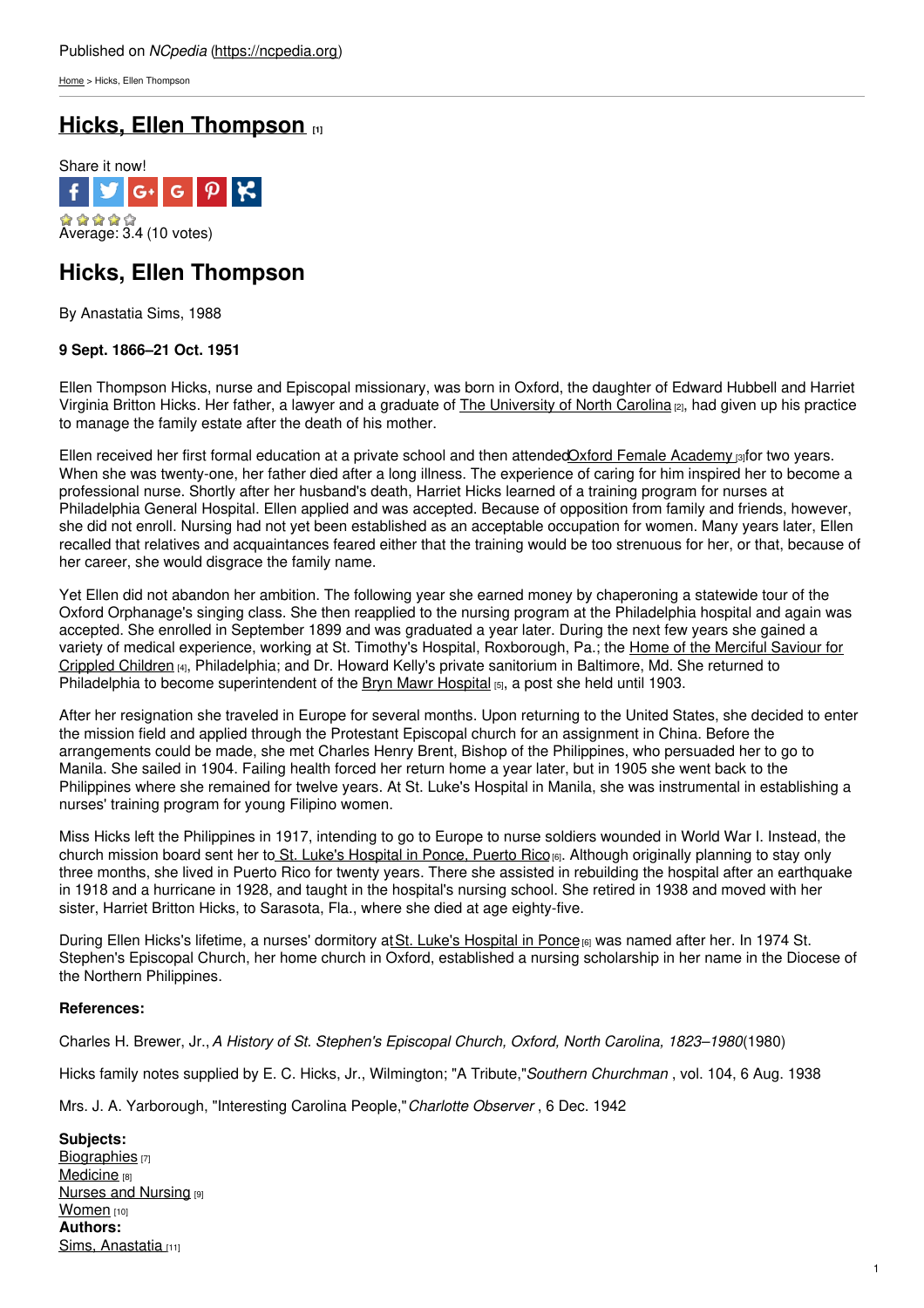Published on *NCpedia* (https://ncpedia.org)

Home > Hicks, Ellen Thompson

# Hicks, Ellen Thompson [1]

Share it now!

Average: 3.4 (10 votes)

## Hicks, Ellen Thompson

By Anastatia Sims, 1988

**9 Sept. 1866–21 Oct. 1951**

Ellen Thompson Hicks, nurse and Episcopal missionary, was born in Oxford, the daughter of Edward Hubbell and Harriet Virginia Britton Hicks. Her father, a lawyer and a graduate of The University of North Carolina [2], had given up his practice to manage the family estate after the death of his mother.

Ellen received her first formal education at a private school and then attended Oxford Female Academy [3] for two years. When she was twenty-one, her father died after a long illness. The experience of caring for him inspired her to become a professional nurse. Shortly after her husband's death, Harriet Hicks learned of a training program for nurses at Philadelphia General Hospital. Ellen applied and was accepted. Because of opposition from family and friends, however, she did not enroll. Nursing had not yet been established as an acceptable occupation for women. Many years later, Ellen recalled that relatives and acquaintances feared either that the training would be too strenuous for her, or that, because of her career, she would disgrace the family name.

Yet Ellen did not abandon her ambition. The following year she earned money by chaperoning a statewide tour of the Oxford Orphanage's singing class. She then reapplied to the nursing program at the Philadelphia hospital and again was accepted. She enrolled in September 1899 and was graduated a year later. During the next few years she gained a variety of medical experience, working at St. Timothy's Hospital, Roxborough, Pa.; the Home of the Merciful Saviour for Crippled Children [4], Philadelphia; and Dr. Howard Kelly's private sanitorium in Baltimore, Md. She returned to Philadelphia to become superintendent of the Bryn Mawr Hospital [5], a post she held until 1903.

After her resignation she traveled in Europe for several months. Upon returning to the United States, she decided to enter the mission field and applied through the Protestant Episcopal church for an assignment in China. Before the arrangements could be made, she met Charles Henry Brent, Bishop of the Philippines, who persuaded her to go to Manila. She sailed in 1904. Failing health forced her return home a year later, but in 1905 she went back to the Philippines where she remained for twelve years. At St. Luke's Hospital in Manila, she was instrumental in establishing a nurses' training program for young Filipino women.

Miss Hicks left the Philippines in 1917, intending to go to Europe to nurse soldiers wounded in World War I. Instead, the church mission board sent her to St. Luke's Hospital in Ponce, Puerto Rico [6]. Although originally planning to stay only three months, she lived in Puerto Rico for twenty years. There she assisted in rebuilding the hospital after an earthquake in 1918 and a hurricane in 1928, and taught in the hospital's nursing school. She retired in 1938 and moved with her sister, Harriet Britton Hicks, to Sarasota, Fla., where she died at age eighty-five.

During Ellen Hicks's lifetime, a nurses' dormitory at St. Luke's Hospital in Ponce [6] was named after her. In 1974 St. Stephen's Episcopal Church, her home church in Oxford, established a nursing scholarship in her name in the Diocese of the Northern Philippines.

**References:**

Charles H. Brewer, Jr., *A History of St. Stephen's Episcopal Church, Oxford, North Carolina, 1823–1980* (1980)

Hicks family notes supplied by E. C. Hicks, Jr., Wilmington; "A Tribute," *Southern Churchman* , vol. 104, 6 Aug. 1938

Mrs. J. A. Yarborough, "Interesting Carolina People," *Charlotte Observer* , 6 Dec. 1942

**Subjects:**
Biographies [7]
Medicine [8]
Nurses and Nursing [9]
Women [10]
**Authors:**
Sims, Anastatia [11]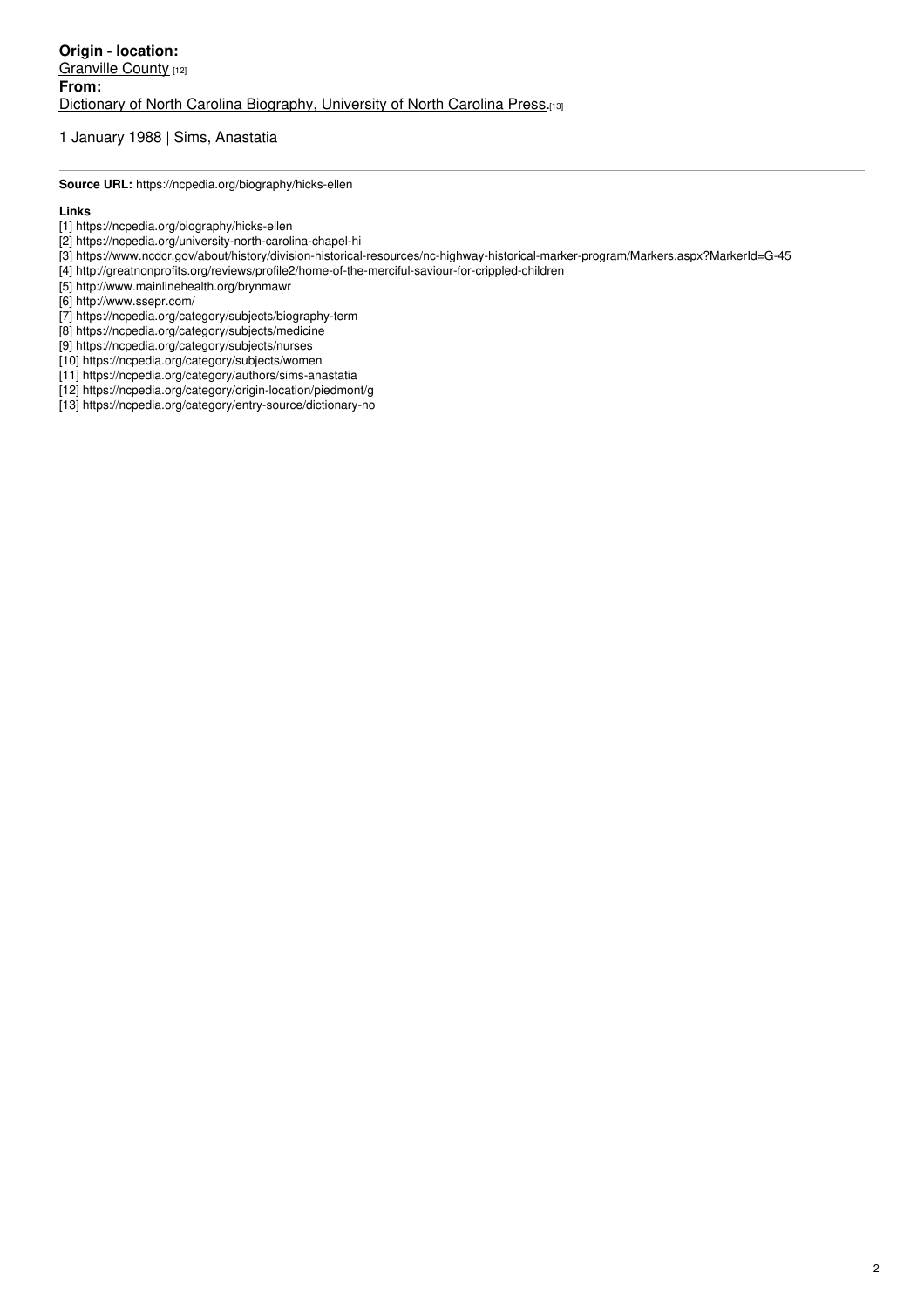**Origin - location:**
Granville County [12]
**From:**
Dictionary of North Carolina Biography, University of North Carolina Press.[13]

1 January 1988 | Sims, Anastatia

---

**Source URL:** https://ncpedia.org/biography/hicks-ellen

**Links**

[1] https://ncpedia.org/biography/hicks-ellen
[2] https://ncpedia.org/university-north-carolina-chapel-hi
[3] https://www.ncdcr.gov/about/history/division-historical-resources/nc-highway-historical-marker-program/Markers.aspx?MarkerId=G-45
[4] http://greatnonprofits.org/reviews/profile2/home-of-the-merciful-saviour-for-crippled-children
[5] http://www.mainlinehealth.org/brynmawr
[6] http://www.ssepr.com/
[7] https://ncpedia.org/category/subjects/biography-term
[8] https://ncpedia.org/category/subjects/medicine
[9] https://ncpedia.org/category/subjects/nurses
[10] https://ncpedia.org/category/subjects/women
[11] https://ncpedia.org/category/authors/sims-anastatia
[12] https://ncpedia.org/category/origin-location/piedmont/g
[13] https://ncpedia.org/category/entry-source/dictionary-no